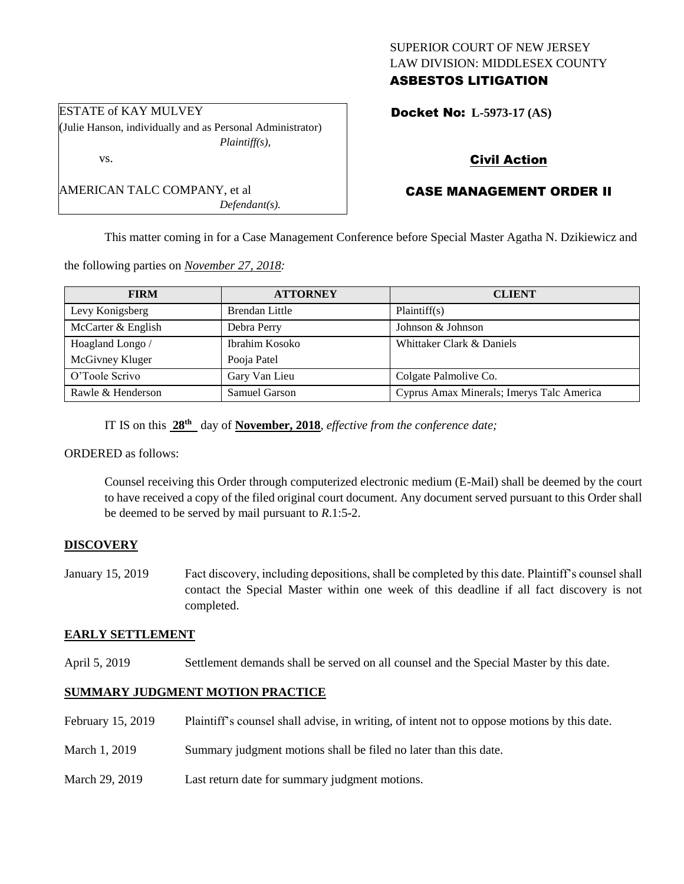SUPERIOR COURT OF NEW JERSEY
LAW DIVISION: MIDDLESEX COUNTY
**ASBESTOS LITIGATION**

ESTATE of KAY MULVEY
(Julie Hanson, individually and as Personal Administrator)
*Plaintiff(s),*

vs.

AMERICAN TALC COMPANY, et al
*Defendant(s).*

**Docket No: L-5973-17 (AS)**

## Civil Action

## CASE MANAGEMENT ORDER II

This matter coming in for a Case Management Conference before Special Master Agatha N. Dzikiewicz and the following parties on *November 27, 2018:*

| FIRM | ATTORNEY | CLIENT |
|---|---|---|
| Levy Konigsberg | Brendan Little | Plaintiff(s) |
| McCarter & English | Debra Perry | Johnson & Johnson |
| Hoagland Longo / McGivney Kluger | Ibrahim Kosoko Pooja Patel | Whittaker Clark & Daniels |
| O'Toole Scrivo | Gary Van Lieu | Colgate Palmolive Co. |
| Rawle & Henderson | Samuel Garson | Cyprus Amax Minerals; Imerys Talc America |

IT IS on this **28th** day of **November, 2018**, *effective from the conference date;*

ORDERED as follows:

Counsel receiving this Order through computerized electronic medium (E-Mail) shall be deemed by the court to have received a copy of the filed original court document. Any document served pursuant to this Order shall be deemed to be served by mail pursuant to *R*.1:5-2.

### DISCOVERY

January 15, 2019 Fact discovery, including depositions, shall be completed by this date. Plaintiff's counsel shall contact the Special Master within one week of this deadline if all fact discovery is not completed.

### EARLY SETTLEMENT

April 5, 2019 Settlement demands shall be served on all counsel and the Special Master by this date.

### SUMMARY JUDGMENT MOTION PRACTICE

February 15, 2019 Plaintiff's counsel shall advise, in writing, of intent not to oppose motions by this date.

March 1, 2019 Summary judgment motions shall be filed no later than this date.

March 29, 2019 Last return date for summary judgment motions.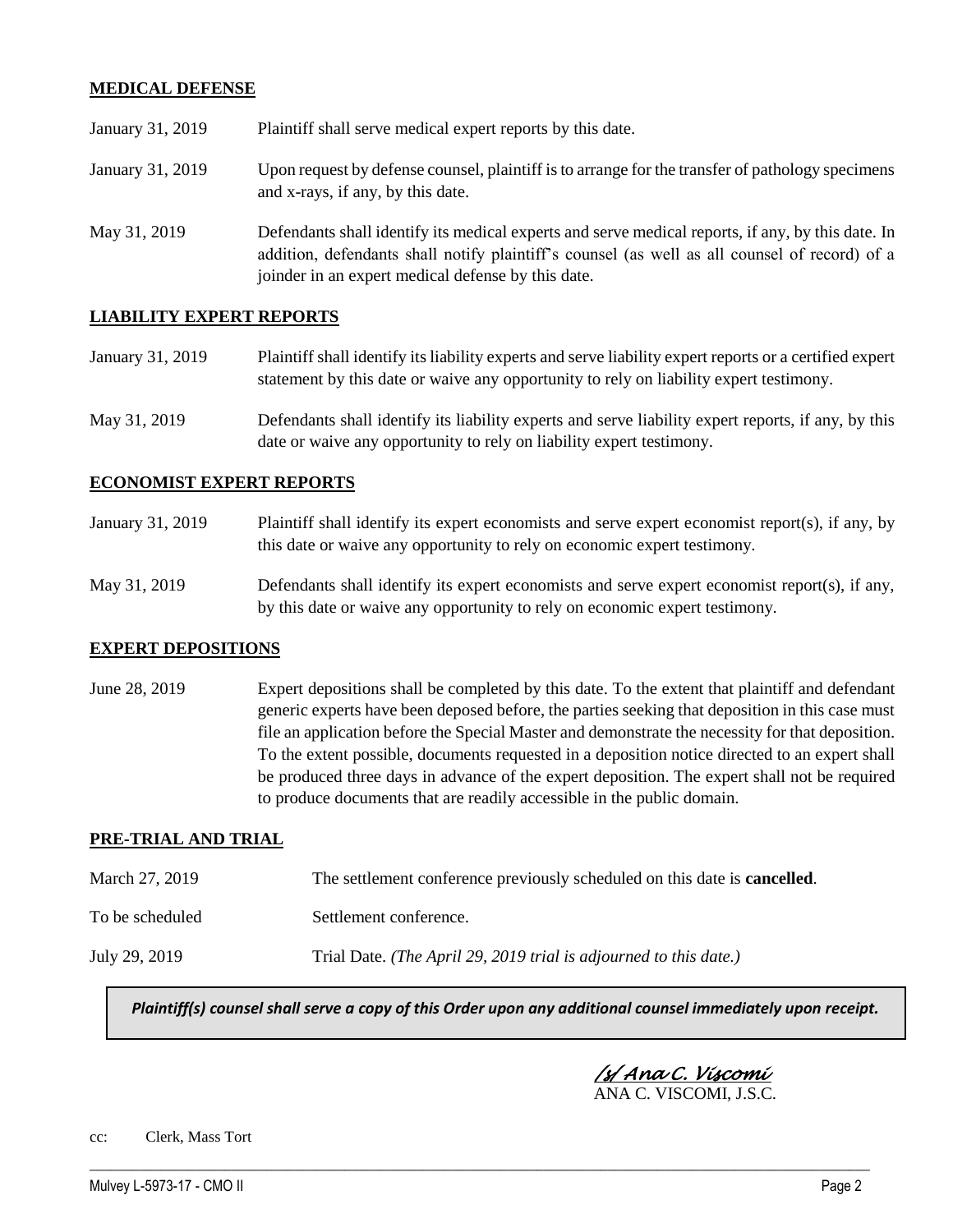## MEDICAL DEFENSE

| | |
|---|---|
| January 31, 2019 | Plaintiff shall serve medical expert reports by this date. |
| January 31, 2019 | Upon request by defense counsel, plaintiff is to arrange for the transfer of pathology specimens and x-rays, if any, by this date. |
| May 31, 2019 | Defendants shall identify its medical experts and serve medical reports, if any, by this date. In addition, defendants shall notify plaintiff's counsel (as well as all counsel of record) of a joinder in an expert medical defense by this date. |

## LIABILITY EXPERT REPORTS

| | |
|---|---|
| January 31, 2019 | Plaintiff shall identify its liability experts and serve liability expert reports or a certified expert statement by this date or waive any opportunity to rely on liability expert testimony. |
| May 31, 2019 | Defendants shall identify its liability experts and serve liability expert reports, if any, by this date or waive any opportunity to rely on liability expert testimony. |

## ECONOMIST EXPERT REPORTS

| | |
|---|---|
| January 31, 2019 | Plaintiff shall identify its expert economists and serve expert economist report(s), if any, by this date or waive any opportunity to rely on economic expert testimony. |
| May 31, 2019 | Defendants shall identify its expert economists and serve expert economist report(s), if any, by this date or waive any opportunity to rely on economic expert testimony. |

## EXPERT DEPOSITIONS

| | |
|---|---|
| June 28, 2019 | Expert depositions shall be completed by this date. To the extent that plaintiff and defendant generic experts have been deposed before, the parties seeking that deposition in this case must file an application before the Special Master and demonstrate the necessity for that deposition. To the extent possible, documents requested in a deposition notice directed to an expert shall be produced three days in advance of the expert deposition. The expert shall not be required to produce documents that are readily accessible in the public domain. |

## PRE-TRIAL AND TRIAL

| | |
|---|---|
| March 27, 2019 | The settlement conference previously scheduled on this date is **cancelled**. |
| To be scheduled | Settlement conference. |
| July 29, 2019 | Trial Date. *(The April 29, 2019 trial is adjourned to this date.)* |

***Plaintiff(s) counsel shall serve a copy of this Order upon any additional counsel immediately upon receipt.***

*/s/ Ana C. Viscomi*
ANA C. VISCOMI, J.S.C.

cc: Clerk, Mass Tort

Mulvey L-5973-17 - CMO II